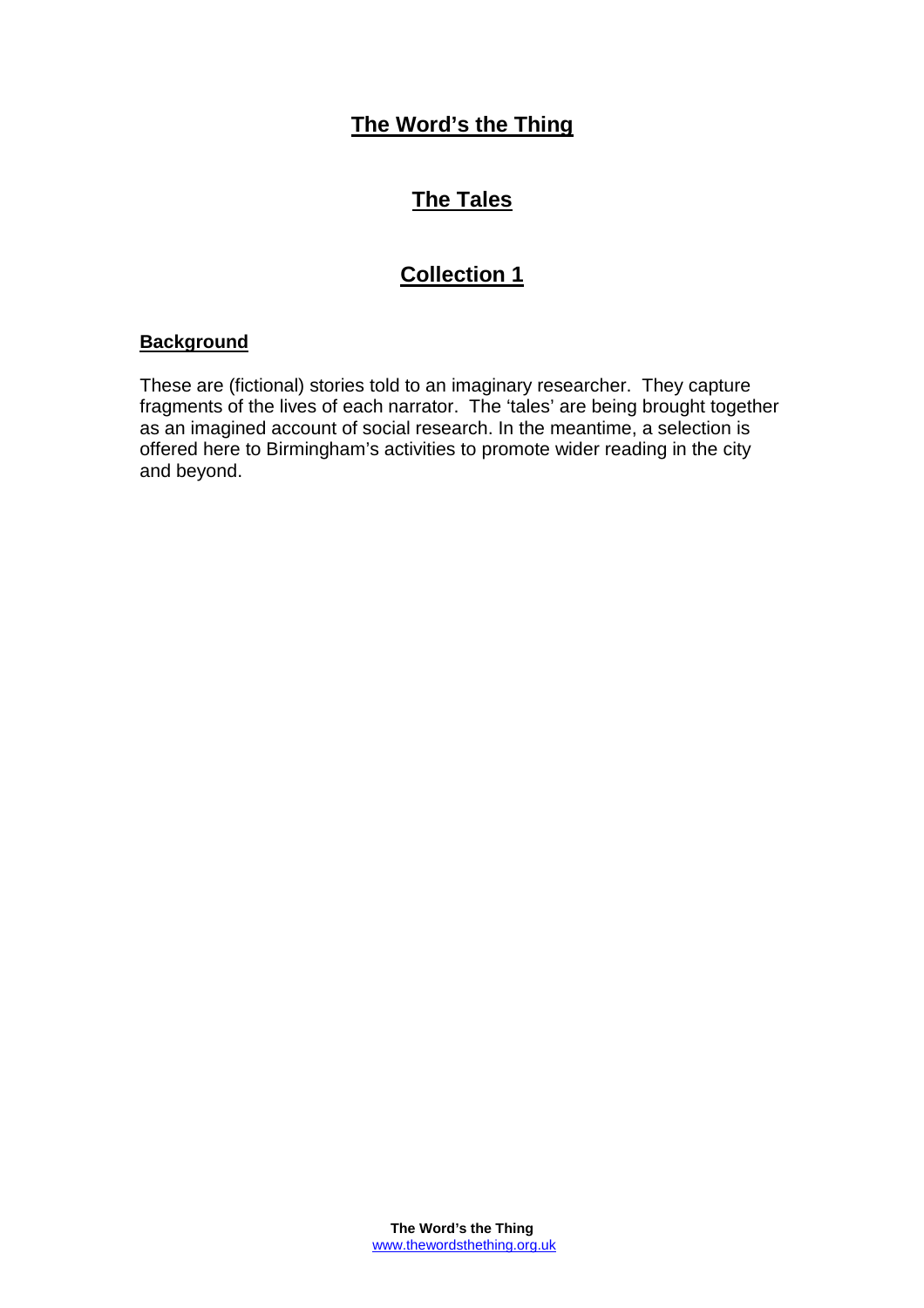# The Word's the Thing

## The Tales

## Collection 1

### Background

These are (fictional) stories told to an imaginary researcher. They capture fragments of the lives of each narrator. The 'tales' are being brought together as an imagined account of social research. In the meantime, a selection is offered here to Birmingham's activities to promote wider reading in the city and beyond.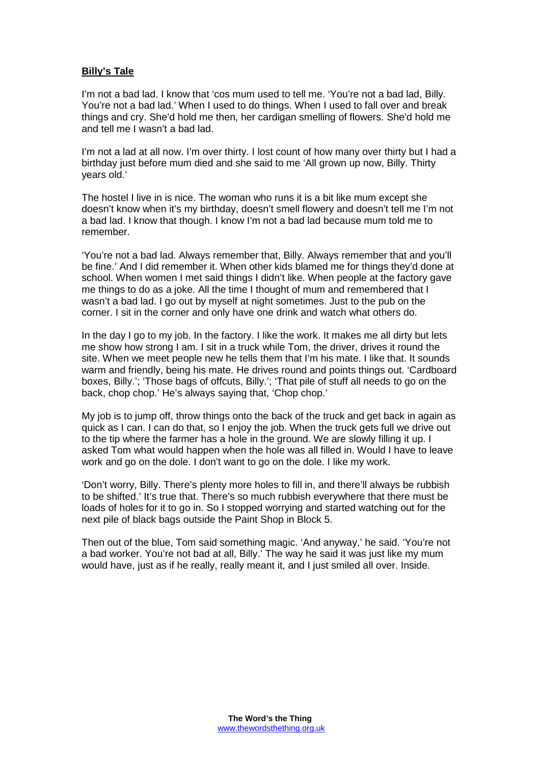**Billy's Tale**

I'm not a bad lad. I know that 'cos mum used to tell me. 'You're not a bad lad, Billy. You're not a bad lad.' When I used to do things. When I used to fall over and break things and cry. She'd hold me then, her cardigan smelling of flowers. She'd hold me and tell me I wasn't a bad lad.

I'm not a lad at all now. I'm over thirty. I lost count of how many over thirty but I had a birthday just before mum died and she said to me 'All grown up now, Billy. Thirty years old.'

The hostel I live in is nice. The woman who runs it is a bit like mum except she doesn't know when it's my birthday, doesn't smell flowery and doesn't tell me I'm not a bad lad. I know that though. I know I'm not a bad lad because mum told me to remember.

'You're not a bad lad. Always remember that, Billy. Always remember that and you'll be fine.' And I did remember it. When other kids blamed me for things they'd done at school. When women I met said things I didn't like. When people at the factory gave me things to do as a joke. All the time I thought of mum and remembered that I wasn't a bad lad. I go out by myself at night sometimes. Just to the pub on the corner. I sit in the corner and only have one drink and watch what others do.

In the day I go to my job. In the factory. I like the work. It makes me all dirty but lets me show how strong I am. I sit in a truck while Tom, the driver, drives it round the site. When we meet people new he tells them that I'm his mate. I like that. It sounds warm and friendly, being his mate. He drives round and points things out. 'Cardboard boxes, Billy.'; 'Those bags of offcuts, Billy.'; 'That pile of stuff all needs to go on the back, chop chop.' He's always saying that, 'Chop chop.'

My job is to jump off, throw things onto the back of the truck and get back in again as quick as I can. I can do that, so I enjoy the job. When the truck gets full we drive out to the tip where the farmer has a hole in the ground. We are slowly filling it up. I asked Tom what would happen when the hole was all filled in. Would I have to leave work and go on the dole. I don't want to go on the dole. I like my work.

'Don't worry, Billy. There's plenty more holes to fill in, and there'll always be rubbish to be shifted.' It's true that. There's so much rubbish everywhere that there must be loads of holes for it to go in. So I stopped worrying and started watching out for the next pile of black bags outside the Paint Shop in Block 5.

Then out of the blue, Tom said something magic. 'And anyway,' he said. 'You're not a bad worker. You're not bad at all, Billy.' The way he said it was just like my mum would have, just as if he really, really meant it, and I just smiled all over. Inside.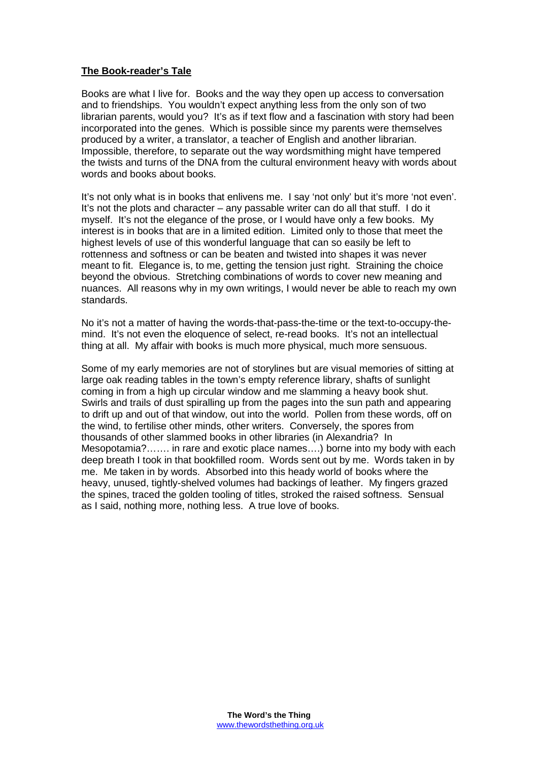**The Book-reader's Tale**

Books are what I live for. Books and the way they open up access to conversation and to friendships. You wouldn't expect anything less from the only son of two librarian parents, would you? It's as if text flow and a fascination with story had been incorporated into the genes. Which is possible since my parents were themselves produced by a writer, a translator, a teacher of English and another librarian. Impossible, therefore, to separate out the way wordsmithing might have tempered the twists and turns of the DNA from the cultural environment heavy with words about words and books about books.

It's not only what is in books that enlivens me. I say 'not only' but it's more 'not even'. It's not the plots and character – any passable writer can do all that stuff. I do it myself. It's not the elegance of the prose, or I would have only a few books. My interest is in books that are in a limited edition. Limited only to those that meet the highest levels of use of this wonderful language that can so easily be left to rottenness and softness or can be beaten and twisted into shapes it was never meant to fit. Elegance is, to me, getting the tension just right. Straining the choice beyond the obvious. Stretching combinations of words to cover new meaning and nuances. All reasons why in my own writings, I would never be able to reach my own standards.

No it's not a matter of having the words-that-pass-the-time or the text-to-occupy-the-mind. It's not even the eloquence of select, re-read books. It's not an intellectual thing at all. My affair with books is much more physical, much more sensuous.

Some of my early memories are not of storylines but are visual memories of sitting at large oak reading tables in the town's empty reference library, shafts of sunlight coming in from a high up circular window and me slamming a heavy book shut. Swirls and trails of dust spiralling up from the pages into the sun path and appearing to drift up and out of that window, out into the world. Pollen from these words, off on the wind, to fertilise other minds, other writers. Conversely, the spores from thousands of other slammed books in other libraries (in Alexandria? In Mesopotamia?……. in rare and exotic place names….) borne into my body with each deep breath I took in that bookfilled room. Words sent out by me. Words taken in by me. Me taken in by words. Absorbed into this heady world of books where the heavy, unused, tightly-shelved volumes had backings of leather. My fingers grazed the spines, traced the golden tooling of titles, stroked the raised softness. Sensual as I said, nothing more, nothing less. A true love of books.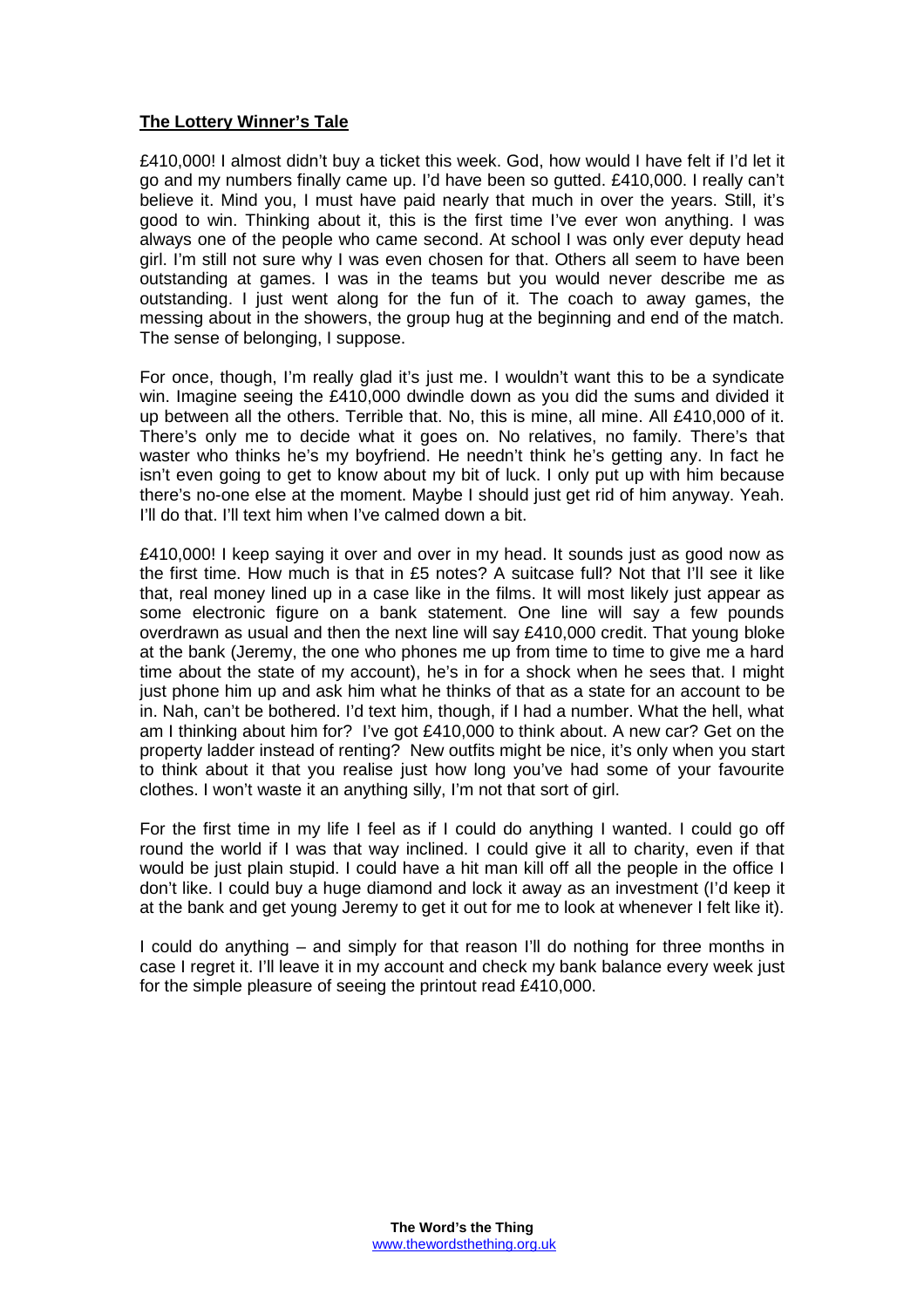## **The Lottery Winner's Tale**

£410,000! I almost didn't buy a ticket this week. God, how would I have felt if I'd let it go and my numbers finally came up. I'd have been so gutted. £410,000. I really can't believe it. Mind you, I must have paid nearly that much in over the years. Still, it's good to win. Thinking about it, this is the first time I've ever won anything. I was always one of the people who came second. At school I was only ever deputy head girl. I'm still not sure why I was even chosen for that. Others all seem to have been outstanding at games. I was in the teams but you would never describe me as outstanding. I just went along for the fun of it. The coach to away games, the messing about in the showers, the group hug at the beginning and end of the match. The sense of belonging, I suppose.

For once, though, I'm really glad it's just me. I wouldn't want this to be a syndicate win. Imagine seeing the £410,000 dwindle down as you did the sums and divided it up between all the others. Terrible that. No, this is mine, all mine. All £410,000 of it. There's only me to decide what it goes on. No relatives, no family. There's that waster who thinks he's my boyfriend. He needn't think he's getting any. In fact he isn't even going to get to know about my bit of luck. I only put up with him because there's no-one else at the moment. Maybe I should just get rid of him anyway. Yeah. I'll do that. I'll text him when I've calmed down a bit.

£410,000! I keep saying it over and over in my head. It sounds just as good now as the first time. How much is that in £5 notes? A suitcase full? Not that I'll see it like that, real money lined up in a case like in the films. It will most likely just appear as some electronic figure on a bank statement. One line will say a few pounds overdrawn as usual and then the next line will say £410,000 credit. That young bloke at the bank (Jeremy, the one who phones me up from time to time to give me a hard time about the state of my account), he's in for a shock when he sees that. I might just phone him up and ask him what he thinks of that as a state for an account to be in. Nah, can't be bothered. I'd text him, though, if I had a number. What the hell, what am I thinking about him for? I've got £410,000 to think about. A new car? Get on the property ladder instead of renting? New outfits might be nice, it's only when you start to think about it that you realise just how long you've had some of your favourite clothes. I won't waste it an anything silly, I'm not that sort of girl.

For the first time in my life I feel as if I could do anything I wanted. I could go off round the world if I was that way inclined. I could give it all to charity, even if that would be just plain stupid. I could have a hit man kill off all the people in the office I don't like. I could buy a huge diamond and lock it away as an investment (I'd keep it at the bank and get young Jeremy to get it out for me to look at whenever I felt like it).

I could do anything – and simply for that reason I'll do nothing for three months in case I regret it. I'll leave it in my account and check my bank balance every week just for the simple pleasure of seeing the printout read £410,000.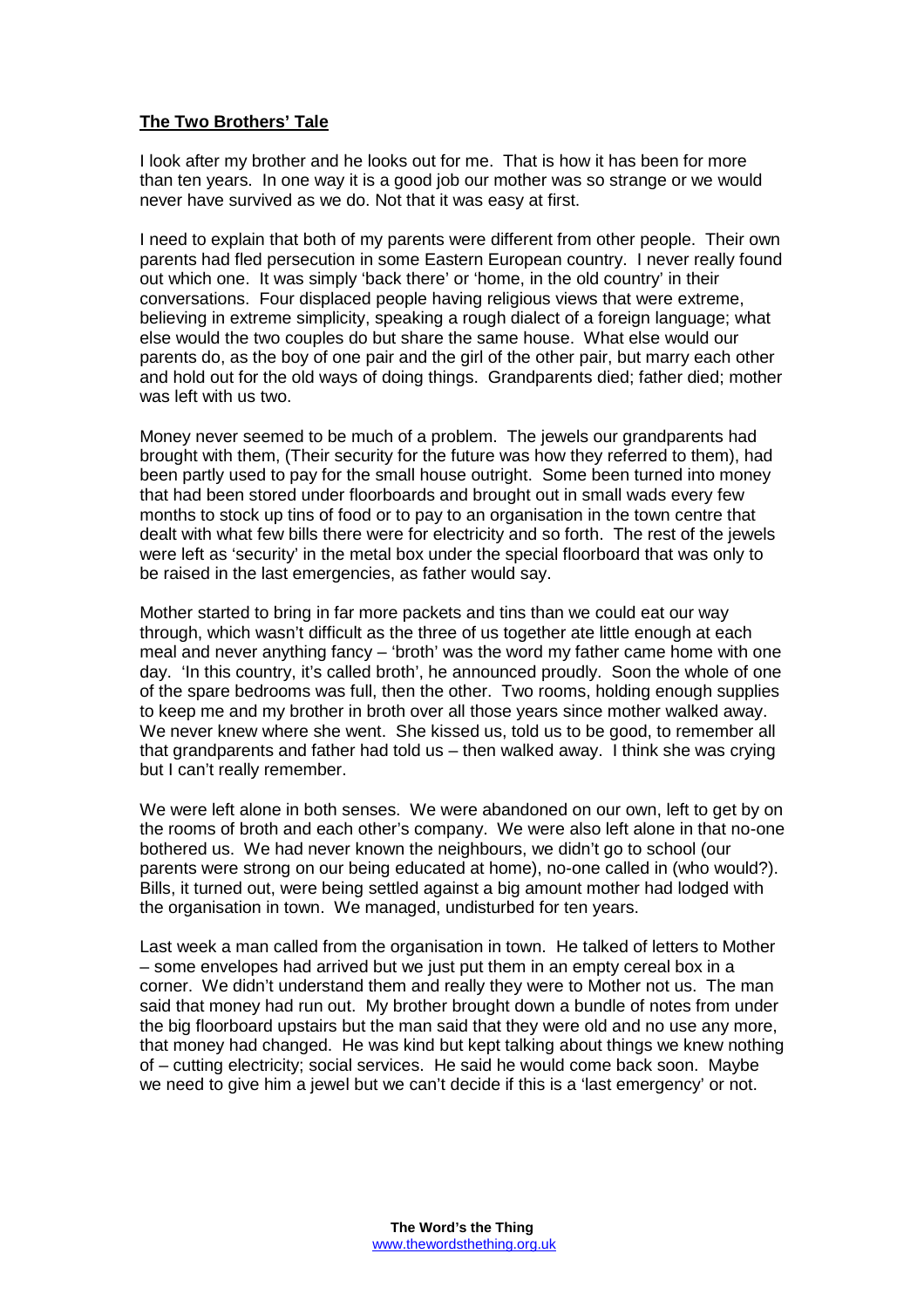**The Two Brothers' Tale**

I look after my brother and he looks out for me. That is how it has been for more than ten years. In one way it is a good job our mother was so strange or we would never have survived as we do. Not that it was easy at first.

I need to explain that both of my parents were different from other people. Their own parents had fled persecution in some Eastern European country. I never really found out which one. It was simply 'back there' or 'home, in the old country' in their conversations. Four displaced people having religious views that were extreme, believing in extreme simplicity, speaking a rough dialect of a foreign language; what else would the two couples do but share the same house. What else would our parents do, as the boy of one pair and the girl of the other pair, but marry each other and hold out for the old ways of doing things. Grandparents died; father died; mother was left with us two.

Money never seemed to be much of a problem. The jewels our grandparents had brought with them, (Their security for the future was how they referred to them), had been partly used to pay for the small house outright. Some been turned into money that had been stored under floorboards and brought out in small wads every few months to stock up tins of food or to pay to an organisation in the town centre that dealt with what few bills there were for electricity and so forth. The rest of the jewels were left as 'security' in the metal box under the special floorboard that was only to be raised in the last emergencies, as father would say.

Mother started to bring in far more packets and tins than we could eat our way through, which wasn't difficult as the three of us together ate little enough at each meal and never anything fancy – 'broth' was the word my father came home with one day. 'In this country, it's called broth', he announced proudly. Soon the whole of one of the spare bedrooms was full, then the other. Two rooms, holding enough supplies to keep me and my brother in broth over all those years since mother walked away. We never knew where she went. She kissed us, told us to be good, to remember all that grandparents and father had told us – then walked away. I think she was crying but I can't really remember.

We were left alone in both senses. We were abandoned on our own, left to get by on the rooms of broth and each other's company. We were also left alone in that no-one bothered us. We had never known the neighbours, we didn't go to school (our parents were strong on our being educated at home), no-one called in (who would?). Bills, it turned out, were being settled against a big amount mother had lodged with the organisation in town. We managed, undisturbed for ten years.

Last week a man called from the organisation in town. He talked of letters to Mother – some envelopes had arrived but we just put them in an empty cereal box in a corner. We didn't understand them and really they were to Mother not us. The man said that money had run out. My brother brought down a bundle of notes from under the big floorboard upstairs but the man said that they were old and no use any more, that money had changed. He was kind but kept talking about things we knew nothing of – cutting electricity; social services. He said he would come back soon. Maybe we need to give him a jewel but we can't decide if this is a 'last emergency' or not.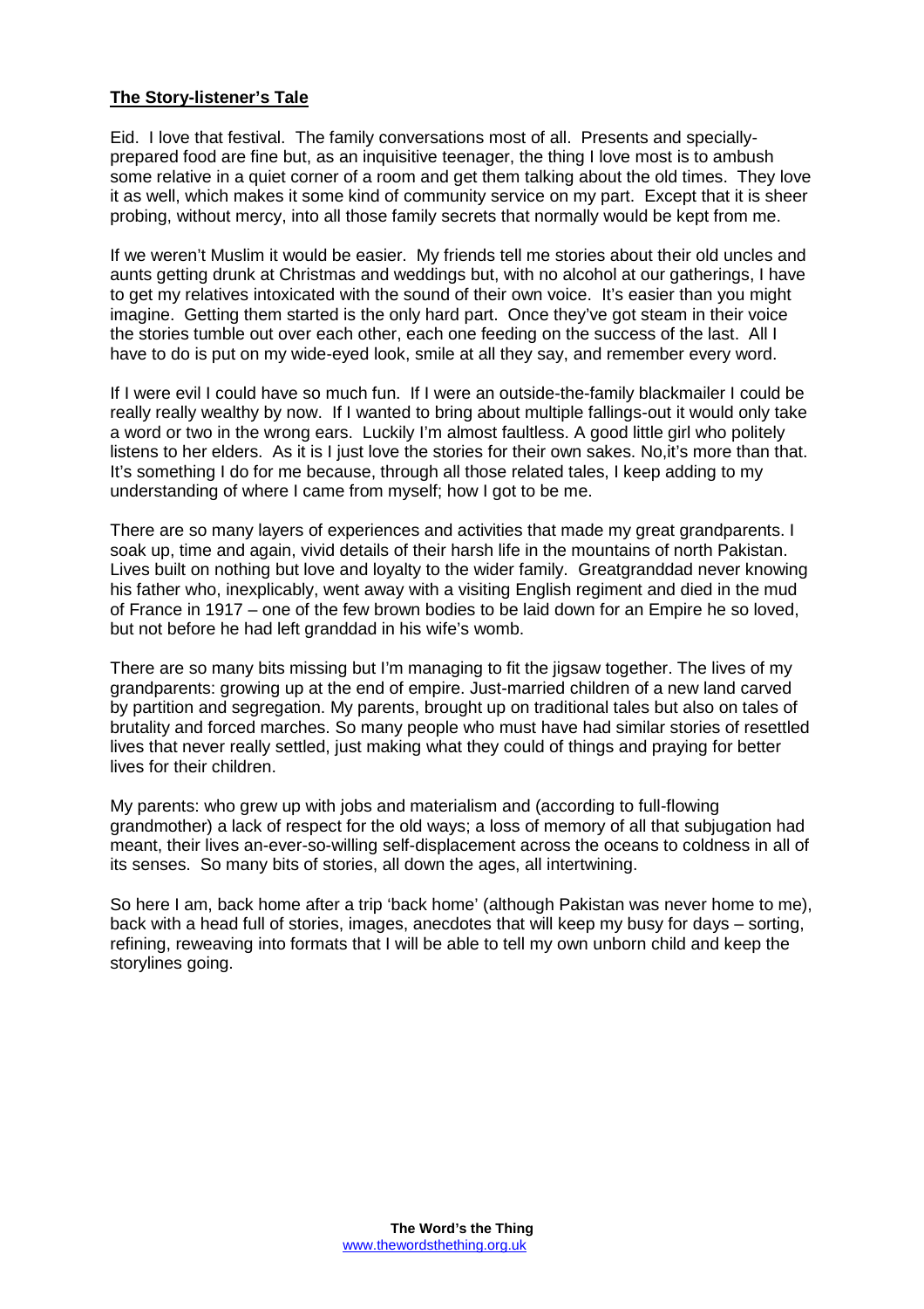**The Story-listener's Tale**

Eid. I love that festival. The family conversations most of all. Presents and specially-prepared food are fine but, as an inquisitive teenager, the thing I love most is to ambush some relative in a quiet corner of a room and get them talking about the old times. They love it as well, which makes it some kind of community service on my part. Except that it is sheer probing, without mercy, into all those family secrets that normally would be kept from me.

If we weren't Muslim it would be easier. My friends tell me stories about their old uncles and aunts getting drunk at Christmas and weddings but, with no alcohol at our gatherings, I have to get my relatives intoxicated with the sound of their own voice. It's easier than you might imagine. Getting them started is the only hard part. Once they've got steam in their voice the stories tumble out over each other, each one feeding on the success of the last. All I have to do is put on my wide-eyed look, smile at all they say, and remember every word.

If I were evil I could have so much fun. If I were an outside-the-family blackmailer I could be really really wealthy by now. If I wanted to bring about multiple fallings-out it would only take a word or two in the wrong ears. Luckily I'm almost faultless. A good little girl who politely listens to her elders. As it is I just love the stories for their own sakes. No,it's more than that. It's something I do for me because, through all those related tales, I keep adding to my understanding of where I came from myself; how I got to be me.

There are so many layers of experiences and activities that made my great grandparents. I soak up, time and again, vivid details of their harsh life in the mountains of north Pakistan. Lives built on nothing but love and loyalty to the wider family. Greatgranddad never knowing his father who, inexplicably, went away with a visiting English regiment and died in the mud of France in 1917 – one of the few brown bodies to be laid down for an Empire he so loved, but not before he had left granddad in his wife's womb.

There are so many bits missing but I'm managing to fit the jigsaw together. The lives of my grandparents: growing up at the end of empire. Just-married children of a new land carved by partition and segregation. My parents, brought up on traditional tales but also on tales of brutality and forced marches. So many people who must have had similar stories of resettled lives that never really settled, just making what they could of things and praying for better lives for their children.

My parents: who grew up with jobs and materialism and (according to full-flowing grandmother) a lack of respect for the old ways; a loss of memory of all that subjugation had meant, their lives an-ever-so-willing self-displacement across the oceans to coldness in all of its senses. So many bits of stories, all down the ages, all intertwining.

So here I am, back home after a trip 'back home' (although Pakistan was never home to me), back with a head full of stories, images, anecdotes that will keep my busy for days – sorting, refining, reweaving into formats that I will be able to tell my own unborn child and keep the storylines going.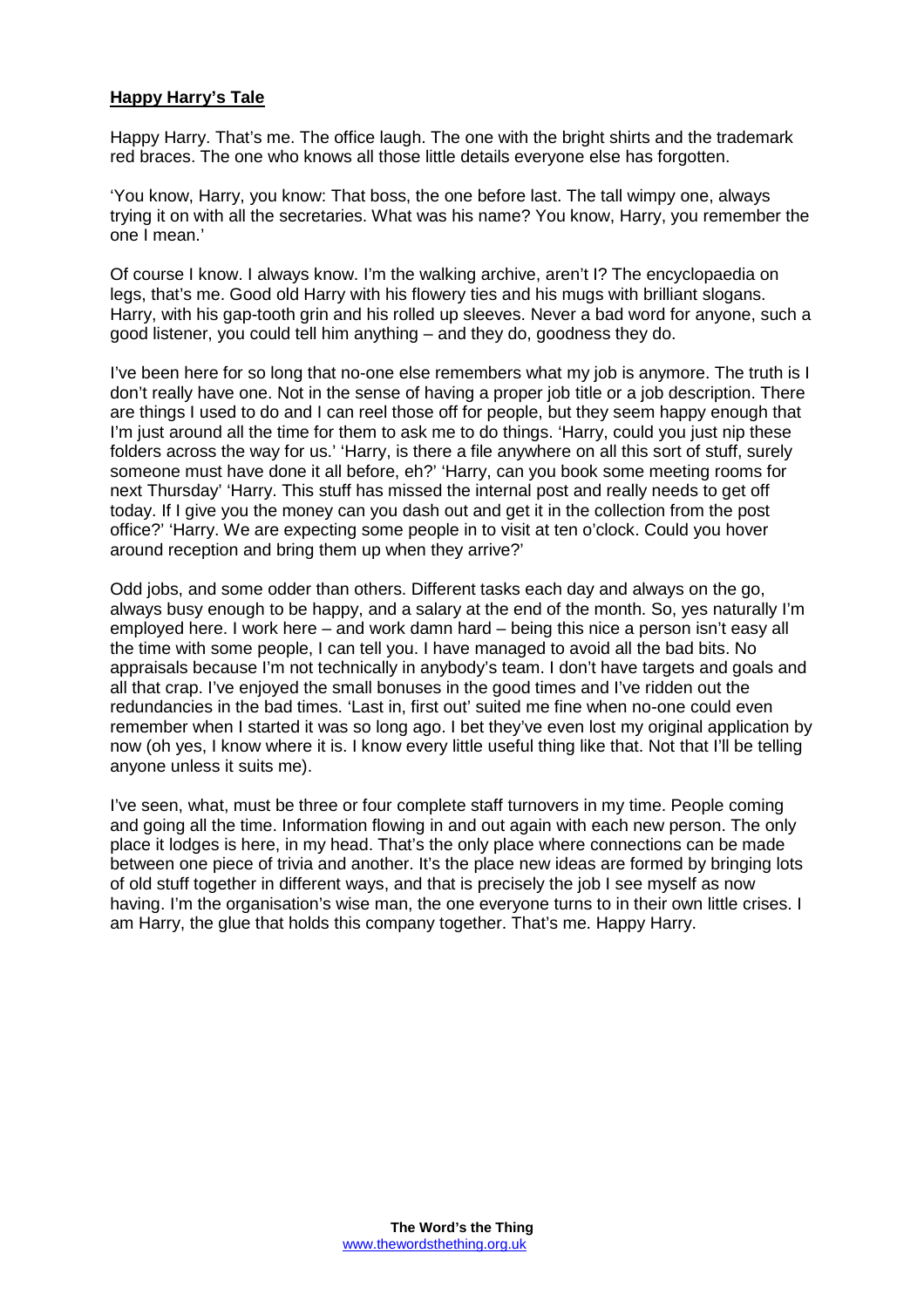**Happy Harry's Tale**

Happy Harry. That's me. The office laugh. The one with the bright shirts and the trademark red braces. The one who knows all those little details everyone else has forgotten.

'You know, Harry, you know: That boss, the one before last. The tall wimpy one, always trying it on with all the secretaries. What was his name? You know, Harry, you remember the one I mean.'

Of course I know. I always know. I'm the walking archive, aren't I? The encyclopaedia on legs, that's me. Good old Harry with his flowery ties and his mugs with brilliant slogans. Harry, with his gap-tooth grin and his rolled up sleeves. Never a bad word for anyone, such a good listener, you could tell him anything – and they do, goodness they do.

I've been here for so long that no-one else remembers what my job is anymore. The truth is I don't really have one. Not in the sense of having a proper job title or a job description. There are things I used to do and I can reel those off for people, but they seem happy enough that I'm just around all the time for them to ask me to do things. 'Harry, could you just nip these folders across the way for us.' 'Harry, is there a file anywhere on all this sort of stuff, surely someone must have done it all before, eh?' 'Harry, can you book some meeting rooms for next Thursday' 'Harry. This stuff has missed the internal post and really needs to get off today. If I give you the money can you dash out and get it in the collection from the post office?' 'Harry. We are expecting some people in to visit at ten o'clock. Could you hover around reception and bring them up when they arrive?'

Odd jobs, and some odder than others. Different tasks each day and always on the go, always busy enough to be happy, and a salary at the end of the month. So, yes naturally I'm employed here. I work here – and work damn hard – being this nice a person isn't easy all the time with some people, I can tell you. I have managed to avoid all the bad bits. No appraisals because I'm not technically in anybody's team. I don't have targets and goals and all that crap. I've enjoyed the small bonuses in the good times and I've ridden out the redundancies in the bad times. 'Last in, first out' suited me fine when no-one could even remember when I started it was so long ago. I bet they've even lost my original application by now (oh yes, I know where it is. I know every little useful thing like that. Not that I'll be telling anyone unless it suits me).

I've seen, what, must be three or four complete staff turnovers in my time. People coming and going all the time. Information flowing in and out again with each new person. The only place it lodges is here, in my head. That's the only place where connections can be made between one piece of trivia and another. It's the place new ideas are formed by bringing lots of old stuff together in different ways, and that is precisely the job I see myself as now having. I'm the organisation's wise man, the one everyone turns to in their own little crises. I am Harry, the glue that holds this company together. That's me. Happy Harry.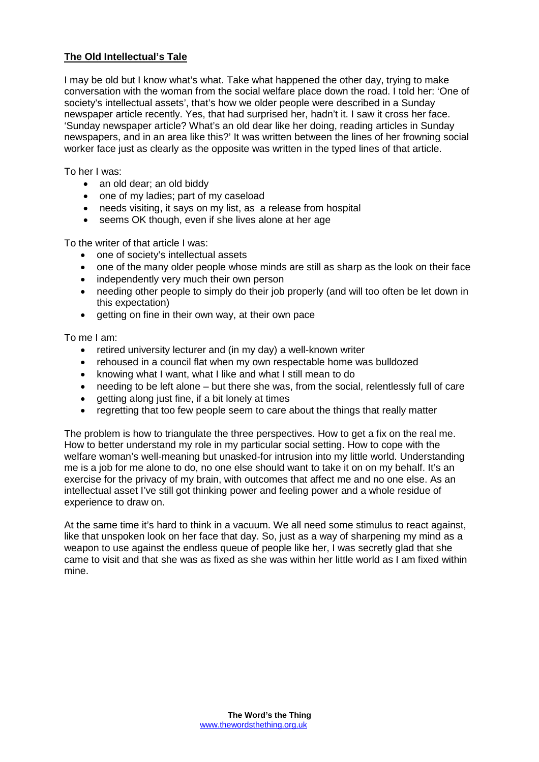## **The Old Intellectual's Tale**

I may be old but I know what's what. Take what happened the other day, trying to make conversation with the woman from the social welfare place down the road. I told her: 'One of society's intellectual assets', that's how we older people were described in a Sunday newspaper article recently. Yes, that had surprised her, hadn't it. I saw it cross her face. 'Sunday newspaper article? What's an old dear like her doing, reading articles in Sunday newspapers, and in an area like this?' It was written between the lines of her frowning social worker face just as clearly as the opposite was written in the typed lines of that article.

To her I was:

- an old dear; an old biddy
- one of my ladies; part of my caseload
- needs visiting, it says on my list, as a release from hospital
- seems OK though, even if she lives alone at her age

To the writer of that article I was:

- one of society's intellectual assets
- one of the many older people whose minds are still as sharp as the look on their face
- independently very much their own person
- needing other people to simply do their job properly (and will too often be let down in this expectation)
- getting on fine in their own way, at their own pace

To me I am:

- retired university lecturer and (in my day) a well-known writer
- rehoused in a council flat when my own respectable home was bulldozed
- knowing what I want, what I like and what I still mean to do
- needing to be left alone – but there she was, from the social, relentlessly full of care
- getting along just fine, if a bit lonely at times
- regretting that too few people seem to care about the things that really matter

The problem is how to triangulate the three perspectives. How to get a fix on the real me. How to better understand my role in my particular social setting. How to cope with the welfare woman's well-meaning but unasked-for intrusion into my little world. Understanding me is a job for me alone to do, no one else should want to take it on on my behalf. It's an exercise for the privacy of my brain, with outcomes that affect me and no one else. As an intellectual asset I've still got thinking power and feeling power and a whole residue of experience to draw on.

At the same time it's hard to think in a vacuum. We all need some stimulus to react against, like that unspoken look on her face that day. So, just as a way of sharpening my mind as a weapon to use against the endless queue of people like her, I was secretly glad that she came to visit and that she was as fixed as she was within her little world as I am fixed within mine.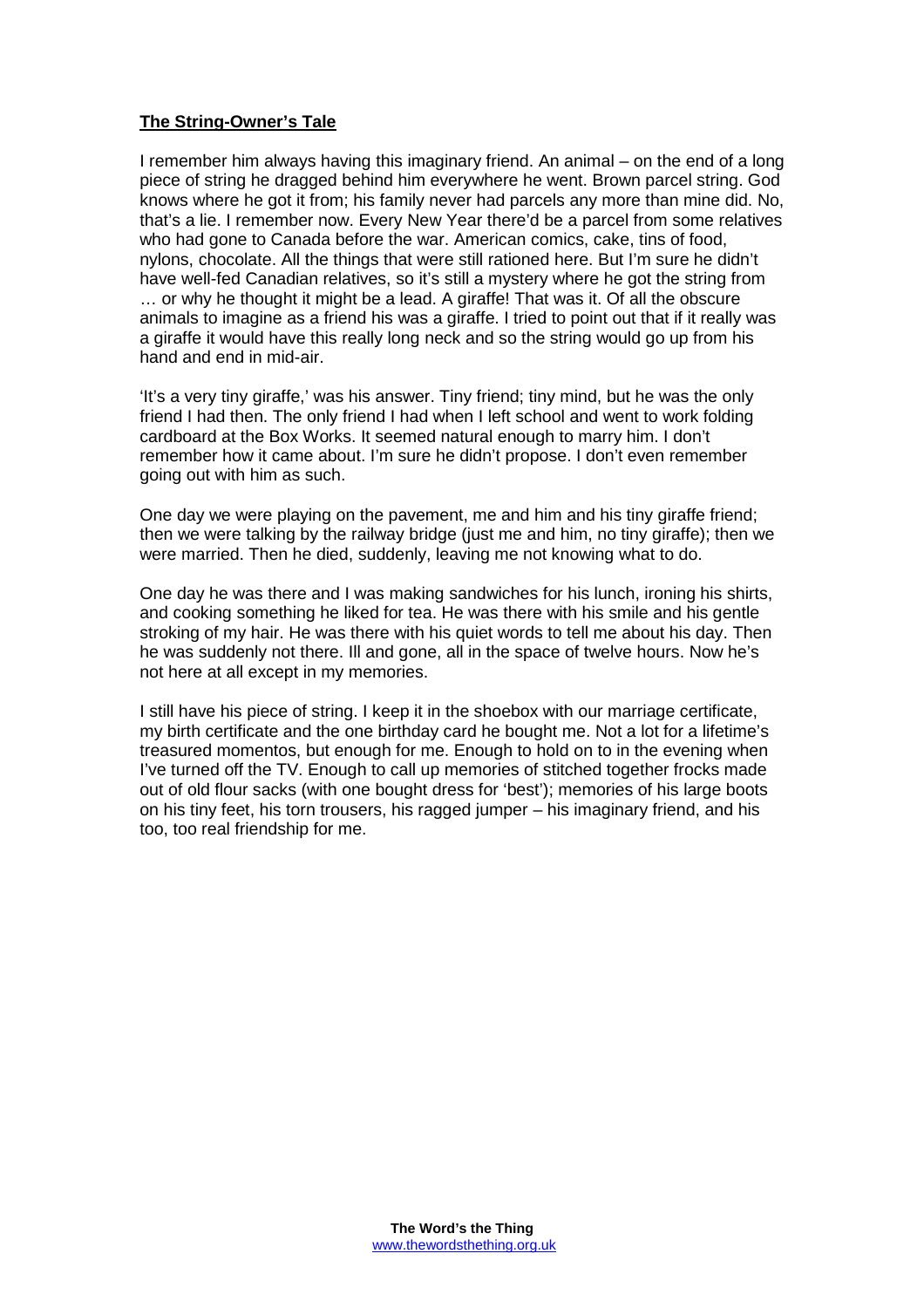## **The String-Owner's Tale**

I remember him always having this imaginary friend. An animal – on the end of a long piece of string he dragged behind him everywhere he went. Brown parcel string. God knows where he got it from; his family never had parcels any more than mine did. No, that's a lie. I remember now. Every New Year there'd be a parcel from some relatives who had gone to Canada before the war. American comics, cake, tins of food, nylons, chocolate. All the things that were still rationed here. But I'm sure he didn't have well-fed Canadian relatives, so it's still a mystery where he got the string from … or why he thought it might be a lead. A giraffe! That was it. Of all the obscure animals to imagine as a friend his was a giraffe. I tried to point out that if it really was a giraffe it would have this really long neck and so the string would go up from his hand and end in mid-air.

'It's a very tiny giraffe,' was his answer. Tiny friend; tiny mind, but he was the only friend I had then. The only friend I had when I left school and went to work folding cardboard at the Box Works. It seemed natural enough to marry him. I don't remember how it came about. I'm sure he didn't propose. I don't even remember going out with him as such.

One day we were playing on the pavement, me and him and his tiny giraffe friend; then we were talking by the railway bridge (just me and him, no tiny giraffe); then we were married. Then he died, suddenly, leaving me not knowing what to do.

One day he was there and I was making sandwiches for his lunch, ironing his shirts, and cooking something he liked for tea. He was there with his smile and his gentle stroking of my hair. He was there with his quiet words to tell me about his day. Then he was suddenly not there. Ill and gone, all in the space of twelve hours. Now he's not here at all except in my memories.

I still have his piece of string. I keep it in the shoebox with our marriage certificate, my birth certificate and the one birthday card he bought me. Not a lot for a lifetime's treasured momentos, but enough for me. Enough to hold on to in the evening when I've turned off the TV. Enough to call up memories of stitched together frocks made out of old flour sacks (with one bought dress for 'best'); memories of his large boots on his tiny feet, his torn trousers, his ragged jumper – his imaginary friend, and his too, too real friendship for me.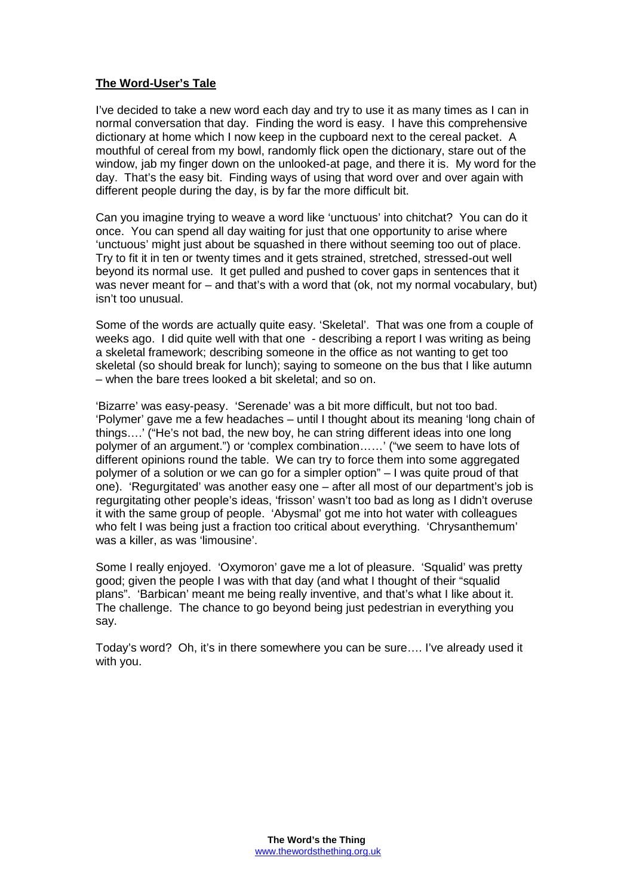**The Word-User's Tale**

I've decided to take a new word each day and try to use it as many times as I can in normal conversation that day. Finding the word is easy. I have this comprehensive dictionary at home which I now keep in the cupboard next to the cereal packet. A mouthful of cereal from my bowl, randomly flick open the dictionary, stare out of the window, jab my finger down on the unlooked-at page, and there it is. My word for the day. That's the easy bit. Finding ways of using that word over and over again with different people during the day, is by far the more difficult bit.

Can you imagine trying to weave a word like 'unctuous' into chitchat? You can do it once. You can spend all day waiting for just that one opportunity to arise where 'unctuous' might just about be squashed in there without seeming too out of place. Try to fit it in ten or twenty times and it gets strained, stretched, stressed-out well beyond its normal use. It get pulled and pushed to cover gaps in sentences that it was never meant for – and that's with a word that (ok, not my normal vocabulary, but) isn't too unusual.

Some of the words are actually quite easy. 'Skeletal'. That was one from a couple of weeks ago. I did quite well with that one - describing a report I was writing as being a skeletal framework; describing someone in the office as not wanting to get too skeletal (so should break for lunch); saying to someone on the bus that I like autumn – when the bare trees looked a bit skeletal; and so on.

'Bizarre' was easy-peasy. 'Serenade' was a bit more difficult, but not too bad. 'Polymer' gave me a few headaches – until I thought about its meaning 'long chain of things….' ("He's not bad, the new boy, he can string different ideas into one long polymer of an argument.") or 'complex combination……' ("we seem to have lots of different opinions round the table. We can try to force them into some aggregated polymer of a solution or we can go for a simpler option" – I was quite proud of that one). 'Regurgitated' was another easy one – after all most of our department's job is regurgitating other people's ideas, 'frisson' wasn't too bad as long as I didn't overuse it with the same group of people. 'Abysmal' got me into hot water with colleagues who felt I was being just a fraction too critical about everything. 'Chrysanthemum' was a killer, as was 'limousine'.

Some I really enjoyed. 'Oxymoron' gave me a lot of pleasure. 'Squalid' was pretty good; given the people I was with that day (and what I thought of their "squalid plans". 'Barbican' meant me being really inventive, and that's what I like about it. The challenge. The chance to go beyond being just pedestrian in everything you say.

Today's word? Oh, it's in there somewhere you can be sure…. I've already used it with you.

**The Word's the Thing**
www.thewordsthething.org.uk